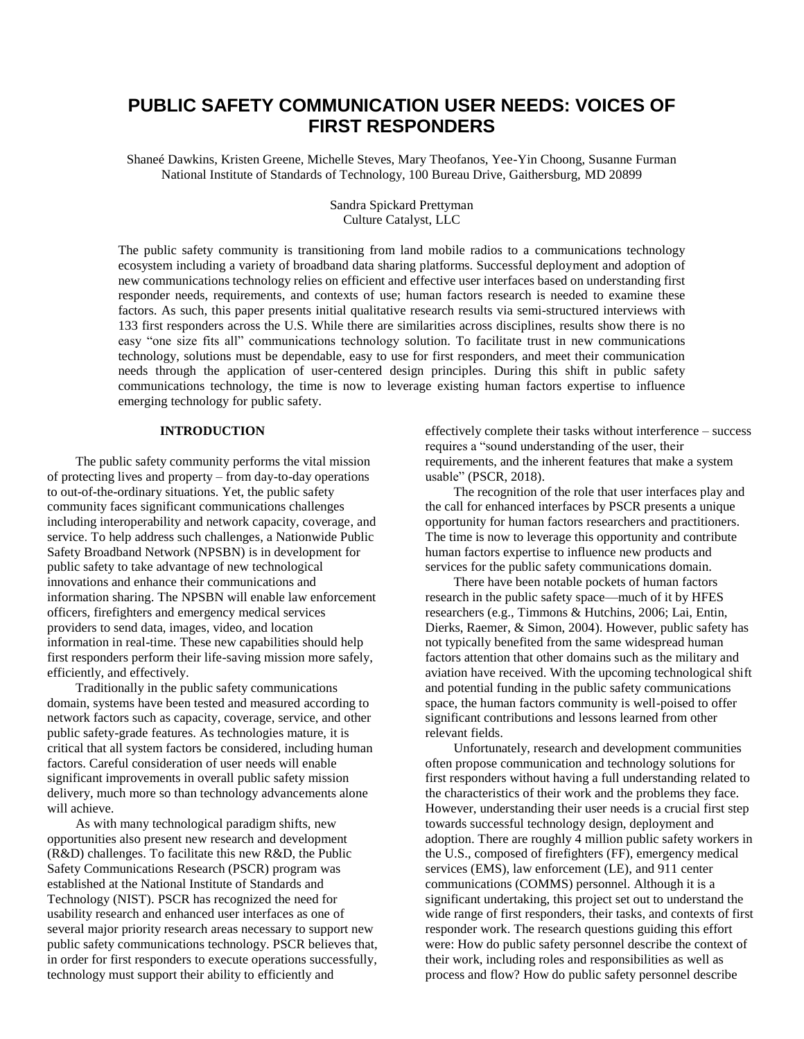# PUBLIC SAFETY COMMUNICATION USER NEEDS: VOICES OF FIRST RESPONDERS

Shaneé Dawkins, Kristen Greene, Michelle Steves, Mary Theofanos, Yee-Yin Choong, Susanne Furman
National Institute of Standards of Technology, 100 Bureau Drive, Gaithersburg, MD 20899

Sandra Spickard Prettyman
Culture Catalyst, LLC

The public safety community is transitioning from land mobile radios to a communications technology ecosystem including a variety of broadband data sharing platforms. Successful deployment and adoption of new communications technology relies on efficient and effective user interfaces based on understanding first responder needs, requirements, and contexts of use; human factors research is needed to examine these factors. As such, this paper presents initial qualitative research results via semi-structured interviews with 133 first responders across the U.S. While there are similarities across disciplines, results show there is no easy "one size fits all" communications technology solution. To facilitate trust in new communications technology, solutions must be dependable, easy to use for first responders, and meet their communication needs through the application of user-centered design principles. During this shift in public safety communications technology, the time is now to leverage existing human factors expertise to influence emerging technology for public safety.

## INTRODUCTION

The public safety community performs the vital mission of protecting lives and property – from day-to-day operations to out-of-the-ordinary situations. Yet, the public safety community faces significant communications challenges including interoperability and network capacity, coverage, and service. To help address such challenges, a Nationwide Public Safety Broadband Network (NPSBN) is in development for public safety to take advantage of new technological innovations and enhance their communications and information sharing. The NPSBN will enable law enforcement officers, firefighters and emergency medical services providers to send data, images, video, and location information in real-time. These new capabilities should help first responders perform their life-saving mission more safely, efficiently, and effectively.

Traditionally in the public safety communications domain, systems have been tested and measured according to network factors such as capacity, coverage, service, and other public safety-grade features. As technologies mature, it is critical that all system factors be considered, including human factors. Careful consideration of user needs will enable significant improvements in overall public safety mission delivery, much more so than technology advancements alone will achieve.

As with many technological paradigm shifts, new opportunities also present new research and development (R&D) challenges. To facilitate this new R&D, the Public Safety Communications Research (PSCR) program was established at the National Institute of Standards and Technology (NIST). PSCR has recognized the need for usability research and enhanced user interfaces as one of several major priority research areas necessary to support new public safety communications technology. PSCR believes that, in order for first responders to execute operations successfully, technology must support their ability to efficiently and effectively complete their tasks without interference – success requires a "sound understanding of the user, their requirements, and the inherent features that make a system usable" (PSCR, 2018).

The recognition of the role that user interfaces play and the call for enhanced interfaces by PSCR presents a unique opportunity for human factors researchers and practitioners. The time is now to leverage this opportunity and contribute human factors expertise to influence new products and services for the public safety communications domain.

There have been notable pockets of human factors research in the public safety space—much of it by HFES researchers (e.g., Timmons & Hutchins, 2006; Lai, Entin, Dierks, Raemer, & Simon, 2004). However, public safety has not typically benefited from the same widespread human factors attention that other domains such as the military and aviation have received. With the upcoming technological shift and potential funding in the public safety communications space, the human factors community is well-poised to offer significant contributions and lessons learned from other relevant fields.

Unfortunately, research and development communities often propose communication and technology solutions for first responders without having a full understanding related to the characteristics of their work and the problems they face. However, understanding their user needs is a crucial first step towards successful technology design, deployment and adoption. There are roughly 4 million public safety workers in the U.S., composed of firefighters (FF), emergency medical services (EMS), law enforcement (LE), and 911 center communications (COMMS) personnel. Although it is a significant undertaking, this project set out to understand the wide range of first responders, their tasks, and contexts of first responder work. The research questions guiding this effort were: How do public safety personnel describe the context of their work, including roles and responsibilities as well as process and flow? How do public safety personnel describe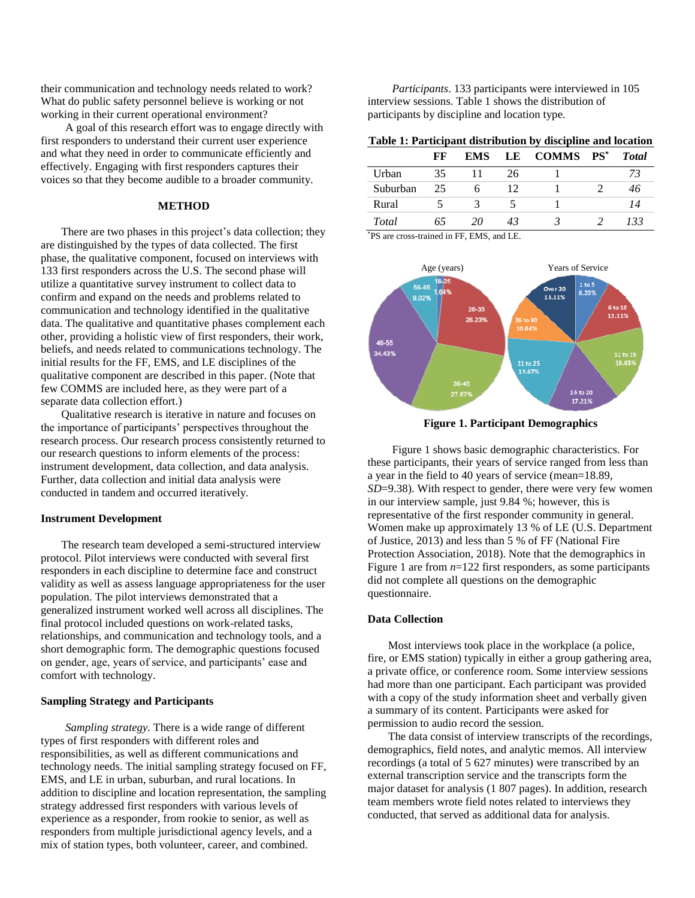their communication and technology needs related to work? What do public safety personnel believe is working or not working in their current operational environment?

A goal of this research effort was to engage directly with first responders to understand their current user experience and what they need in order to communicate efficiently and effectively. Engaging with first responders captures their voices so that they become audible to a broader community.

## METHOD

There are two phases in this project's data collection; they are distinguished by the types of data collected. The first phase, the qualitative component, focused on interviews with 133 first responders across the U.S. The second phase will utilize a quantitative survey instrument to collect data to confirm and expand on the needs and problems related to communication and technology identified in the qualitative data. The qualitative and quantitative phases complement each other, providing a holistic view of first responders, their work, beliefs, and needs related to communications technology. The initial results for the FF, EMS, and LE disciplines of the qualitative component are described in this paper. (Note that few COMMS are included here, as they were part of a separate data collection effort.)

Qualitative research is iterative in nature and focuses on the importance of participants' perspectives throughout the research process. Our research process consistently returned to our research questions to inform elements of the process: instrument development, data collection, and data analysis. Further, data collection and initial data analysis were conducted in tandem and occurred iteratively.

### Instrument Development

The research team developed a semi-structured interview protocol. Pilot interviews were conducted with several first responders in each discipline to determine face and construct validity as well as assess language appropriateness for the user population. The pilot interviews demonstrated that a generalized instrument worked well across all disciplines. The final protocol included questions on work-related tasks, relationships, and communication and technology tools, and a short demographic form. The demographic questions focused on gender, age, years of service, and participants' ease and comfort with technology.

### Sampling Strategy and Participants

*Sampling strategy*. There is a wide range of different types of first responders with different roles and responsibilities, as well as different communications and technology needs. The initial sampling strategy focused on FF, EMS, and LE in urban, suburban, and rural locations. In addition to discipline and location representation, the sampling strategy addressed first responders with various levels of experience as a responder, from rookie to senior, as well as responders from multiple jurisdictional agency levels, and a mix of station types, both volunteer, career, and combined.

*Participants*. 133 participants were interviewed in 105 interview sessions. Table 1 shows the distribution of participants by discipline and location type.

**Table 1: Participant distribution by discipline and location**

| | FF | EMS | LE | COMMS | PS* | *Total* |
|---|---|---|---|---|---|---|
| Urban | 35 | 11 | 26 | 1 | | *73* |
| Suburban | 25 | 6 | 12 | 1 | 2 | *46* |
| Rural | 5 | 3 | 5 | 1 | | *14* |
| *Total* | *65* | *20* | *43* | *3* | *2* | *133* |

*PS are cross-trained in FF, EMS, and LE.

**Figure 1. Participant Demographics**

Figure 1 shows basic demographic characteristics. For these participants, their years of service ranged from less than a year in the field to 40 years of service (mean=18.89, *SD*=9.38). With respect to gender, there were very few women in our interview sample, just 9.84 %; however, this is representative of the first responder community in general. Women make up approximately 13 % of LE (U.S. Department of Justice, 2013) and less than 5 % of FF (National Fire Protection Association, 2018). Note that the demographics in Figure 1 are from *n*=122 first responders, as some participants did not complete all questions on the demographic questionnaire.

### Data Collection

Most interviews took place in the workplace (a police, fire, or EMS station) typically in either a group gathering area, a private office, or conference room. Some interview sessions had more than one participant. Each participant was provided with a copy of the study information sheet and verbally given a summary of its content. Participants were asked for permission to audio record the session.

The data consist of interview transcripts of the recordings, demographics, field notes, and analytic memos. All interview recordings (a total of 5 627 minutes) were transcribed by an external transcription service and the transcripts form the major dataset for analysis (1 807 pages). In addition, research team members wrote field notes related to interviews they conducted, that served as additional data for analysis.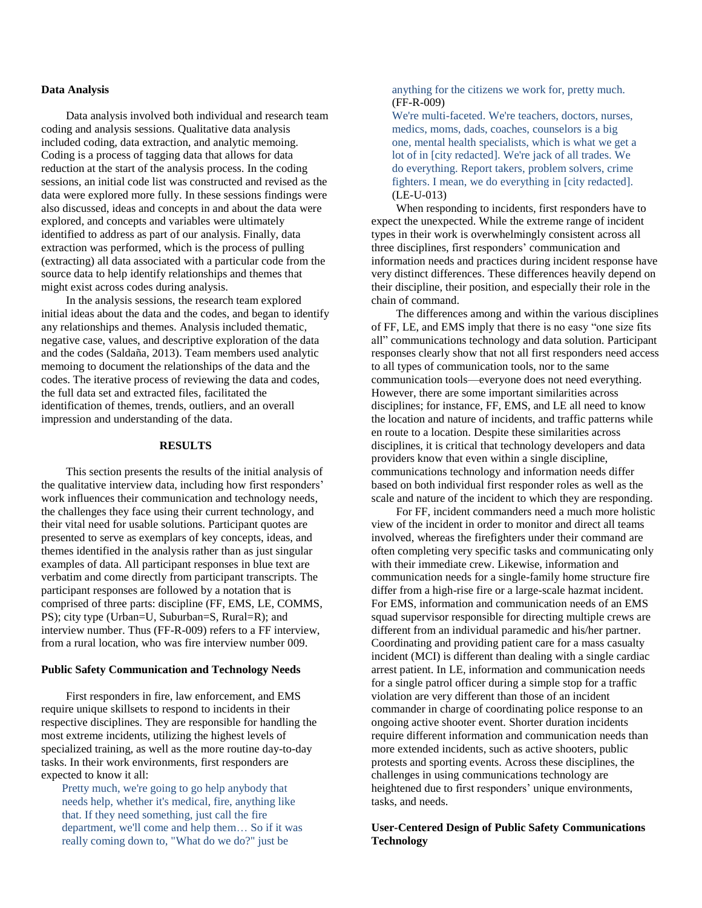### Data Analysis

Data analysis involved both individual and research team coding and analysis sessions. Qualitative data analysis included coding, data extraction, and analytic memoing. Coding is a process of tagging data that allows for data reduction at the start of the analysis process. In the coding sessions, an initial code list was constructed and revised as the data were explored more fully. In these sessions findings were also discussed, ideas and concepts in and about the data were explored, and concepts and variables were ultimately identified to address as part of our analysis. Finally, data extraction was performed, which is the process of pulling (extracting) all data associated with a particular code from the source data to help identify relationships and themes that might exist across codes during analysis.

In the analysis sessions, the research team explored initial ideas about the data and the codes, and began to identify any relationships and themes. Analysis included thematic, negative case, values, and descriptive exploration of the data and the codes (Saldaña, 2013). Team members used analytic memoing to document the relationships of the data and the codes. The iterative process of reviewing the data and codes, the full data set and extracted files, facilitated the identification of themes, trends, outliers, and an overall impression and understanding of the data.

## RESULTS

This section presents the results of the initial analysis of the qualitative interview data, including how first responders' work influences their communication and technology needs, the challenges they face using their current technology, and their vital need for usable solutions. Participant quotes are presented to serve as exemplars of key concepts, ideas, and themes identified in the analysis rather than as just singular examples of data. All participant responses in blue text are verbatim and come directly from participant transcripts. The participant responses are followed by a notation that is comprised of three parts: discipline (FF, EMS, LE, COMMS, PS); city type (Urban=U, Suburban=S, Rural=R); and interview number. Thus (FF-R-009) refers to a FF interview, from a rural location, who was fire interview number 009.

### Public Safety Communication and Technology Needs

First responders in fire, law enforcement, and EMS require unique skillsets to respond to incidents in their respective disciplines. They are responsible for handling the most extreme incidents, utilizing the highest levels of specialized training, as well as the more routine day-to-day tasks. In their work environments, first responders are expected to know it all:

> Pretty much, we're going to go help anybody that needs help, whether it's medical, fire, anything like that. If they need something, just call the fire department, we'll come and help them… So if it was really coming down to, "What do we do?" just be anything for the citizens we work for, pretty much. (FF-R-009)

> We're multi-faceted. We're teachers, doctors, nurses, medics, moms, dads, coaches, counselors is a big one, mental health specialists, which is what we get a lot of in [city redacted]. We're jack of all trades. We do everything. Report takers, problem solvers, crime fighters. I mean, we do everything in [city redacted]. (LE-U-013)

When responding to incidents, first responders have to expect the unexpected. While the extreme range of incident types in their work is overwhelmingly consistent across all three disciplines, first responders' communication and information needs and practices during incident response have very distinct differences. These differences heavily depend on their discipline, their position, and especially their role in the chain of command.

The differences among and within the various disciplines of FF, LE, and EMS imply that there is no easy "one size fits all" communications technology and data solution. Participant responses clearly show that not all first responders need access to all types of communication tools, nor to the same communication tools—everyone does not need everything. However, there are some important similarities across disciplines; for instance, FF, EMS, and LE all need to know the location and nature of incidents, and traffic patterns while en route to a location. Despite these similarities across disciplines, it is critical that technology developers and data providers know that even within a single discipline, communications technology and information needs differ based on both individual first responder roles as well as the scale and nature of the incident to which they are responding.

For FF, incident commanders need a much more holistic view of the incident in order to monitor and direct all teams involved, whereas the firefighters under their command are often completing very specific tasks and communicating only with their immediate crew. Likewise, information and communication needs for a single-family home structure fire differ from a high-rise fire or a large-scale hazmat incident. For EMS, information and communication needs of an EMS squad supervisor responsible for directing multiple crews are different from an individual paramedic and his/her partner. Coordinating and providing patient care for a mass casualty incident (MCI) is different than dealing with a single cardiac arrest patient. In LE, information and communication needs for a single patrol officer during a simple stop for a traffic violation are very different than those of an incident commander in charge of coordinating police response to an ongoing active shooter event. Shorter duration incidents require different information and communication needs than more extended incidents, such as active shooters, public protests and sporting events. Across these disciplines, the challenges in using communications technology are heightened due to first responders' unique environments, tasks, and needs.

### User-Centered Design of Public Safety Communications Technology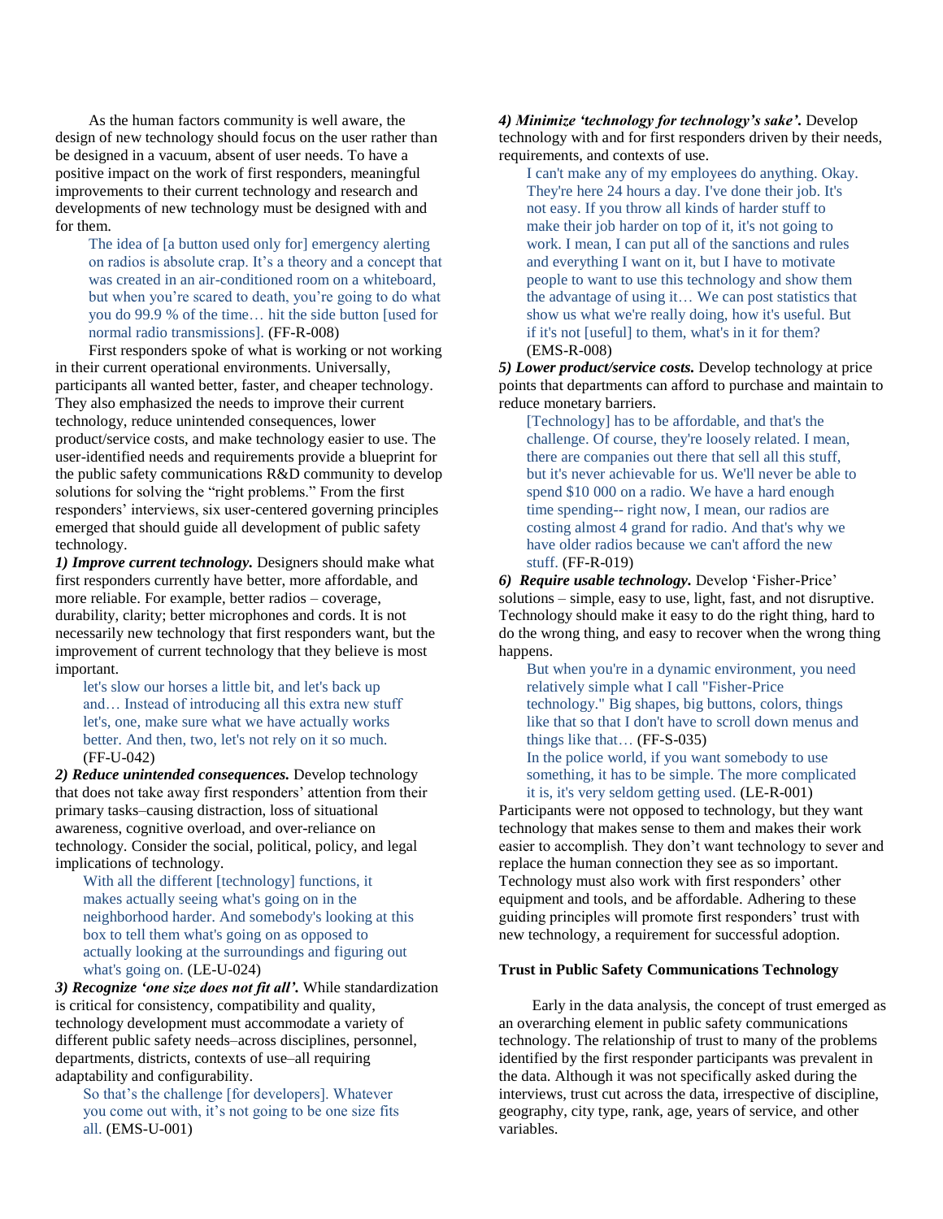As the human factors community is well aware, the design of new technology should focus on the user rather than be designed in a vacuum, absent of user needs. To have a positive impact on the work of first responders, meaningful improvements to their current technology and research and developments of new technology must be designed with and for them.

> The idea of [a button used only for] emergency alerting on radios is absolute crap. It's a theory and a concept that was created in an air-conditioned room on a whiteboard, but when you're scared to death, you're going to do what you do 99.9 % of the time… hit the side button [used for normal radio transmissions]. (FF-R-008)

First responders spoke of what is working or not working in their current operational environments. Universally, participants all wanted better, faster, and cheaper technology. They also emphasized the needs to improve their current technology, reduce unintended consequences, lower product/service costs, and make technology easier to use. The user-identified needs and requirements provide a blueprint for the public safety communications R&D community to develop solutions for solving the "right problems." From the first responders' interviews, six user-centered governing principles emerged that should guide all development of public safety technology.

***1) Improve current technology.*** Designers should make what first responders currently have better, more affordable, and more reliable. For example, better radios – coverage, durability, clarity; better microphones and cords. It is not necessarily new technology that first responders want, but the improvement of current technology that they believe is most important.

> let's slow our horses a little bit, and let's back up and… Instead of introducing all this extra new stuff let's, one, make sure what we have actually works better. And then, two, let's not rely on it so much. (FF-U-042)

***2) Reduce unintended consequences.*** Develop technology that does not take away first responders' attention from their primary tasks–causing distraction, loss of situational awareness, cognitive overload, and over-reliance on technology. Consider the social, political, policy, and legal implications of technology.

> With all the different [technology] functions, it makes actually seeing what's going on in the neighborhood harder. And somebody's looking at this box to tell them what's going on as opposed to actually looking at the surroundings and figuring out what's going on. (LE-U-024)

***3) Recognize 'one size does not fit all'.*** While standardization is critical for consistency, compatibility and quality, technology development must accommodate a variety of different public safety needs–across disciplines, personnel, departments, districts, contexts of use–all requiring adaptability and configurability.

> So that's the challenge [for developers]. Whatever you come out with, it's not going to be one size fits all. (EMS-U-001)

***4) Minimize 'technology for technology's sake'.*** Develop technology with and for first responders driven by their needs, requirements, and contexts of use.

> I can't make any of my employees do anything. Okay. They're here 24 hours a day. I've done their job. It's not easy. If you throw all kinds of harder stuff to make their job harder on top of it, it's not going to work. I mean, I can put all of the sanctions and rules and everything I want on it, but I have to motivate people to want to use this technology and show them the advantage of using it… We can post statistics that show us what we're really doing, how it's useful. But if it's not [useful] to them, what's in it for them? (EMS-R-008)

***5) Lower product/service costs.*** Develop technology at price points that departments can afford to purchase and maintain to reduce monetary barriers.

> [Technology] has to be affordable, and that's the challenge. Of course, they're loosely related. I mean, there are companies out there that sell all this stuff, but it's never achievable for us. We'll never be able to spend $10 000 on a radio. We have a hard enough time spending-- right now, I mean, our radios are costing almost 4 grand for radio. And that's why we have older radios because we can't afford the new stuff. (FF-R-019)

***6) Require usable technology.*** Develop 'Fisher-Price' solutions – simple, easy to use, light, fast, and not disruptive. Technology should make it easy to do the right thing, hard to do the wrong thing, and easy to recover when the wrong thing happens.

> But when you're in a dynamic environment, you need relatively simple what I call "Fisher-Price technology." Big shapes, big buttons, colors, things like that so that I don't have to scroll down menus and things like that… (FF-S-035)
>
> In the police world, if you want somebody to use something, it has to be simple. The more complicated it is, it's very seldom getting used. (LE-R-001)

Participants were not opposed to technology, but they want technology that makes sense to them and makes their work easier to accomplish. They don't want technology to sever and replace the human connection they see as so important. Technology must also work with first responders' other equipment and tools, and be affordable. Adhering to these guiding principles will promote first responders' trust with new technology, a requirement for successful adoption.

### Trust in Public Safety Communications Technology

Early in the data analysis, the concept of trust emerged as an overarching element in public safety communications technology. The relationship of trust to many of the problems identified by the first responder participants was prevalent in the data. Although it was not specifically asked during the interviews, trust cut across the data, irrespective of discipline, geography, city type, rank, age, years of service, and other variables.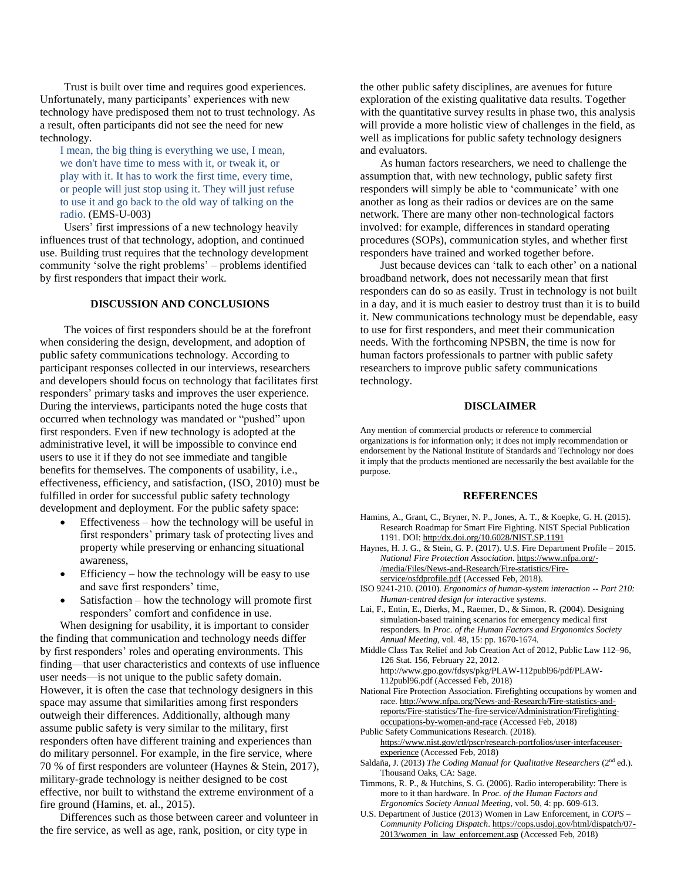Trust is built over time and requires good experiences. Unfortunately, many participants' experiences with new technology have predisposed them not to trust technology. As a result, often participants did not see the need for new technology.

> I mean, the big thing is everything we use, I mean, we don't have time to mess with it, or tweak it, or play with it. It has to work the first time, every time, or people will just stop using it. They will just refuse to use it and go back to the old way of talking on the radio. (EMS-U-003)

Users' first impressions of a new technology heavily influences trust of that technology, adoption, and continued use. Building trust requires that the technology development community 'solve the right problems' – problems identified by first responders that impact their work.

## DISCUSSION AND CONCLUSIONS

The voices of first responders should be at the forefront when considering the design, development, and adoption of public safety communications technology. According to participant responses collected in our interviews, researchers and developers should focus on technology that facilitates first responders' primary tasks and improves the user experience. During the interviews, participants noted the huge costs that occurred when technology was mandated or "pushed" upon first responders. Even if new technology is adopted at the administrative level, it will be impossible to convince end users to use it if they do not see immediate and tangible benefits for themselves. The components of usability, i.e., effectiveness, efficiency, and satisfaction, (ISO, 2010) must be fulfilled in order for successful public safety technology development and deployment. For the public safety space:

- Effectiveness – how the technology will be useful in first responders' primary task of protecting lives and property while preserving or enhancing situational awareness,
- Efficiency – how the technology will be easy to use and save first responders' time,
- Satisfaction – how the technology will promote first responders' comfort and confidence in use.

When designing for usability, it is important to consider the finding that communication and technology needs differ by first responders' roles and operating environments. This finding—that user characteristics and contexts of use influence user needs—is not unique to the public safety domain. However, it is often the case that technology designers in this space may assume that similarities among first responders outweigh their differences. Additionally, although many assume public safety is very similar to the military, first responders often have different training and experiences than do military personnel. For example, in the fire service, where 70 % of first responders are volunteer (Haynes & Stein, 2017), military-grade technology is neither designed to be cost effective, nor built to withstand the extreme environment of a fire ground (Hamins, et. al., 2015).

Differences such as those between career and volunteer in the fire service, as well as age, rank, position, or city type in the other public safety disciplines, are avenues for future exploration of the existing qualitative data results. Together with the quantitative survey results in phase two, this analysis will provide a more holistic view of challenges in the field, as well as implications for public safety technology designers and evaluators.

As human factors researchers, we need to challenge the assumption that, with new technology, public safety first responders will simply be able to 'communicate' with one another as long as their radios or devices are on the same network. There are many other non-technological factors involved: for example, differences in standard operating procedures (SOPs), communication styles, and whether first responders have trained and worked together before.

Just because devices can 'talk to each other' on a national broadband network, does not necessarily mean that first responders can do so as easily. Trust in technology is not built in a day, and it is much easier to destroy trust than it is to build it. New communications technology must be dependable, easy to use for first responders, and meet their communication needs. With the forthcoming NPSBN, the time is now for human factors professionals to partner with public safety researchers to improve public safety communications technology.

## DISCLAIMER

Any mention of commercial products or reference to commercial organizations is for information only; it does not imply recommendation or endorsement by the National Institute of Standards and Technology nor does it imply that the products mentioned are necessarily the best available for the purpose.

## REFERENCES

Hamins, A., Grant, C., Bryner, N. P., Jones, A. T., & Koepke, G. H. (2015). Research Roadmap for Smart Fire Fighting. NIST Special Publication 1191. DOI: http:/dx.doi.org/10.6028/NIST.SP.1191

Haynes, H. J. G., & Stein, G. P. (2017). U.S. Fire Department Profile – 2015. *National Fire Protection Association*. https://www.nfpa.org/-/media/Files/News-and-Research/Fire-statistics/Fire-service/osfdprofile.pdf (Accessed Feb, 2018).

ISO 9241-210. (2010). *Ergonomics of human-system interaction -- Part 210: Human-centred design for interactive systems*.

Lai, F., Entin, E., Dierks, M., Raemer, D., & Simon, R. (2004). Designing simulation-based training scenarios for emergency medical first responders. In *Proc. of the Human Factors and Ergonomics Society Annual Meeting*, vol. 48, 15: pp. 1670-1674.

Middle Class Tax Relief and Job Creation Act of 2012, Public Law 112–96, 126 Stat. 156, February 22, 2012. http://www.gpo.gov/fdsys/pkg/PLAW-112publ96/pdf/PLAW-112publ96.pdf (Accessed Feb, 2018)

National Fire Protection Association. Firefighting occupations by women and race. http://www.nfpa.org/News-and-Research/Fire-statistics-and-reports/Fire-statistics/The-fire-service/Administration/Firefighting-occupations-by-women-and-race (Accessed Feb, 2018)

Public Safety Communications Research. (2018). https://www.nist.gov/ctl/pscr/research-portfolios/user-interfaceuser-experience (Accessed Feb, 2018)

Saldaña, J. (2013) *The Coding Manual for Qualitative Researchers* (2nd ed.). Thousand Oaks, CA: Sage.

Timmons, R. P., & Hutchins, S. G. (2006). Radio interoperability: There is more to it than hardware. In *Proc. of the Human Factors and Ergonomics Society Annual Meeting*, vol. 50, 4: pp. 609-613.

U.S. Department of Justice (2013) Women in Law Enforcement, in *COPS – Community Policing Dispatch*. https://cops.usdoj.gov/html/dispatch/07-2013/women_in_law_enforcement.asp (Accessed Feb, 2018)